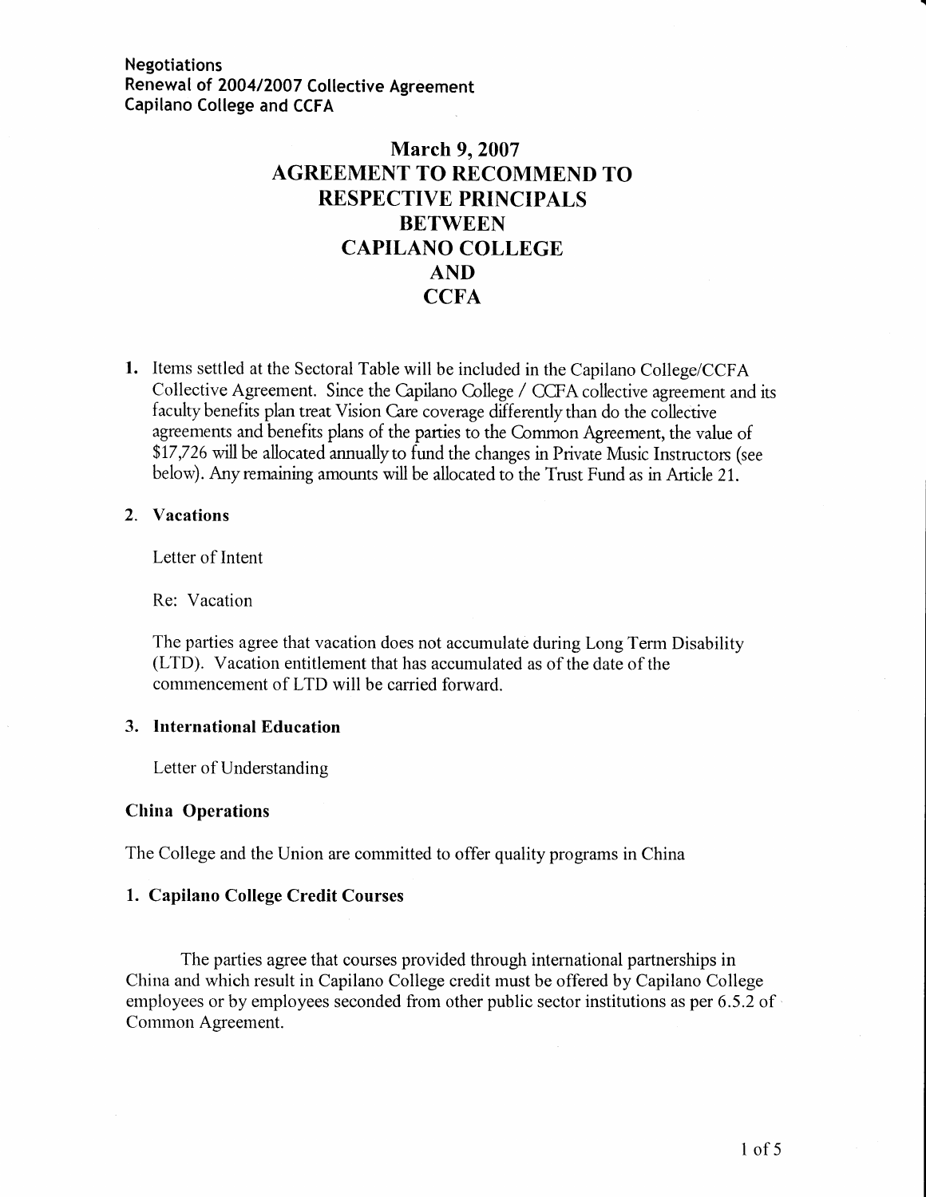**Negotiations**
**Renewal of 2004/2007 Collective Agreement**
**Capilano College and CCFA**

# March 9, 2007
# AGREEMENT TO RECOMMEND TO RESPECTIVE PRINCIPALS BETWEEN CAPILANO COLLEGE AND CCFA

1. Items settled at the Sectoral Table will be included in the Capilano College/CCFA Collective Agreement. Since the Capilano College / CCFA collective agreement and its faculty benefits plan treat Vision Care coverage differently than do the collective agreements and benefits plans of the parties to the Common Agreement, the value of $17,726 will be allocated annually to fund the changes in Private Music Instructors (see below). Any remaining amounts will be allocated to the Trust Fund as in Article 21.

2. **Vacations**

   Letter of Intent

   Re: Vacation

   The parties agree that vacation does not accumulate during Long Term Disability (LTD). Vacation entitlement that has accumulated as of the date of the commencement of LTD will be carried forward.

3. **International Education**

   Letter of Understanding

### China Operations

The College and the Union are committed to offer quality programs in China

### 1. Capilano College Credit Courses

The parties agree that courses provided through international partnerships in China and which result in Capilano College credit must be offered by Capilano College employees or by employees seconded from other public sector institutions as per 6.5.2 of Common Agreement.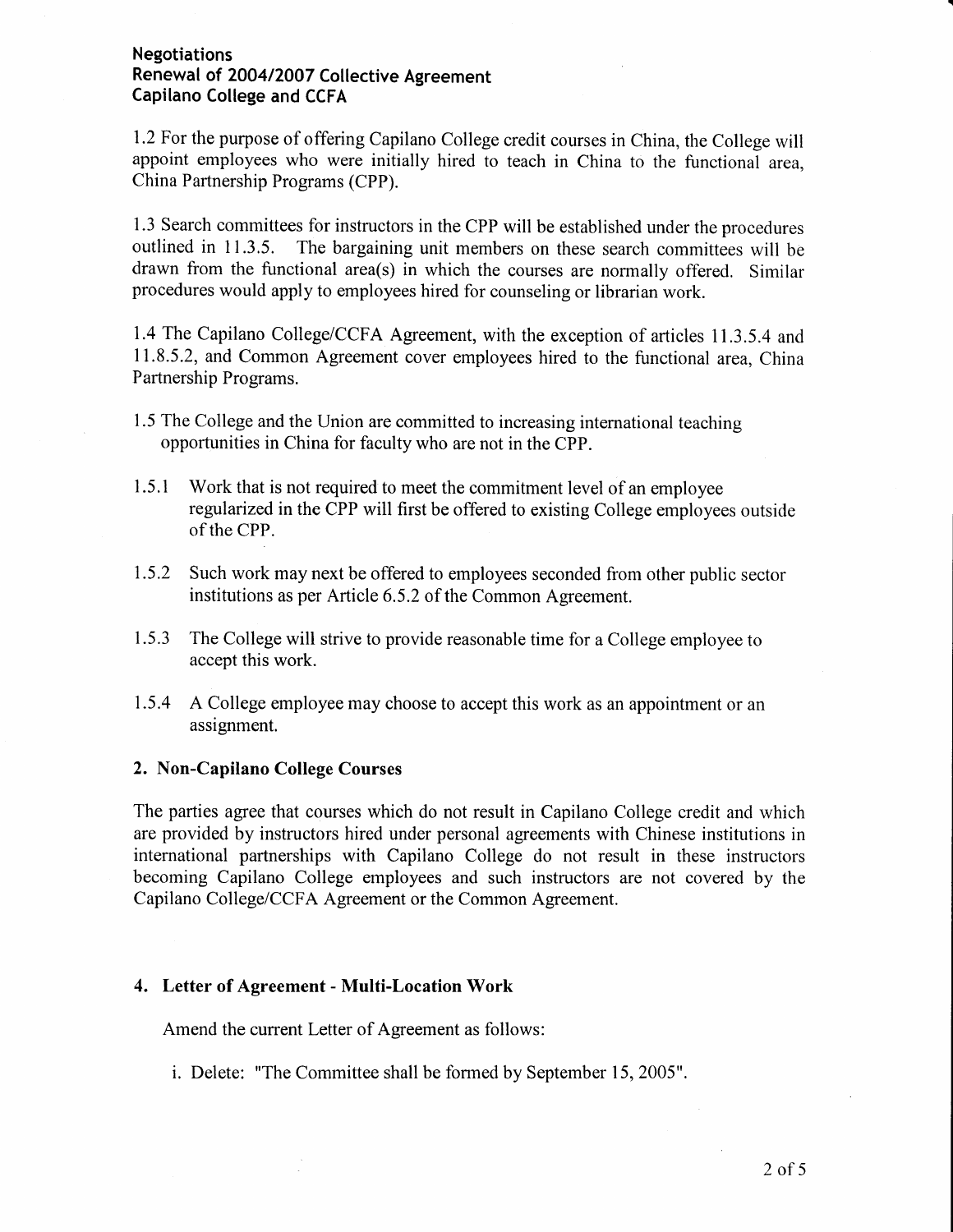1.2 For the purpose of offering Capilano College credit courses in China, the College will appoint employees who were initially hired to teach in China to the functional area, China Partnership Programs (CPP).

1.3 Search committees for instructors in the CPP will be established under the procedures outlined in 11.3.5. The bargaining unit members on these search committees will be drawn from the functional area(s) in which the courses are normally offered. Similar procedures would apply to employees hired for counseling or librarian work.

1.4 The Capilano College/CCFA Agreement, with the exception of articles 11.3.5.4 and 11.8.5.2, and Common Agreement cover employees hired to the functional area, China Partnership Programs.

1.5 The College and the Union are committed to increasing international teaching opportunities in China for faculty who are not in the CPP.

1.5.1 Work that is not required to meet the commitment level of an employee regularized in the CPP will first be offered to existing College employees outside of the CPP.

1.5.2 Such work may next be offered to employees seconded from other public sector institutions as per Article 6.5.2 of the Common Agreement.

1.5.3 The College will strive to provide reasonable time for a College employee to accept this work.

1.5.4 A College employee may choose to accept this work as an appointment or an assignment.

## 2. Non-Capilano College Courses

The parties agree that courses which do not result in Capilano College credit and which are provided by instructors hired under personal agreements with Chinese institutions in international partnerships with Capilano College do not result in these instructors becoming Capilano College employees and such instructors are not covered by the Capilano College/CCFA Agreement or the Common Agreement.

## 4. Letter of Agreement - Multi-Location Work

Amend the current Letter of Agreement as follows:

i. Delete: "The Committee shall be formed by September 15, 2005".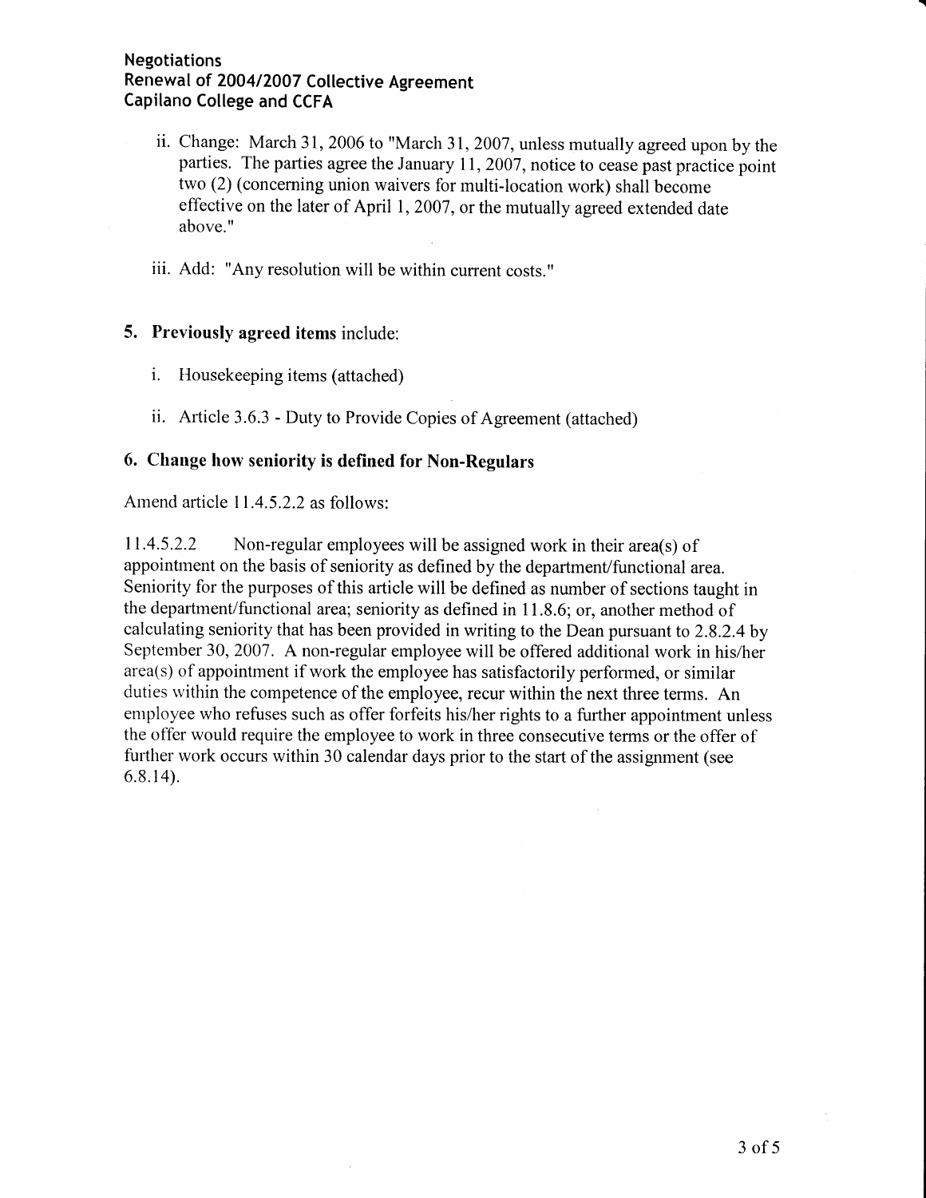ii. Change: March 31, 2006 to "March 31, 2007, unless mutually agreed upon by the parties. The parties agree the January 11, 2007, notice to cease past practice point two (2) (concerning union waivers for multi-location work) shall become effective on the later of April 1, 2007, or the mutually agreed extended date above."

iii. Add: "Any resolution will be within current costs."

### 5. **Previously agreed items** include:

i. Housekeeping items (attached)

ii. Article 3.6.3 - Duty to Provide Copies of Agreement (attached)

### 6. Change how seniority is defined for Non-Regulars

Amend article 11.4.5.2.2 as follows:

11.4.5.2.2 Non-regular employees will be assigned work in their area(s) of appointment on the basis of seniority as defined by the department/functional area. Seniority for the purposes of this article will be defined as number of sections taught in the department/functional area; seniority as defined in 11.8.6; or, another method of calculating seniority that has been provided in writing to the Dean pursuant to 2.8.2.4 by September 30, 2007. A non-regular employee will be offered additional work in his/her area(s) of appointment if work the employee has satisfactorily performed, or similar duties within the competence of the employee, recur within the next three terms. An employee who refuses such as offer forfeits his/her rights to a further appointment unless the offer would require the employee to work in three consecutive terms or the offer of further work occurs within 30 calendar days prior to the start of the assignment (see 6.8.14).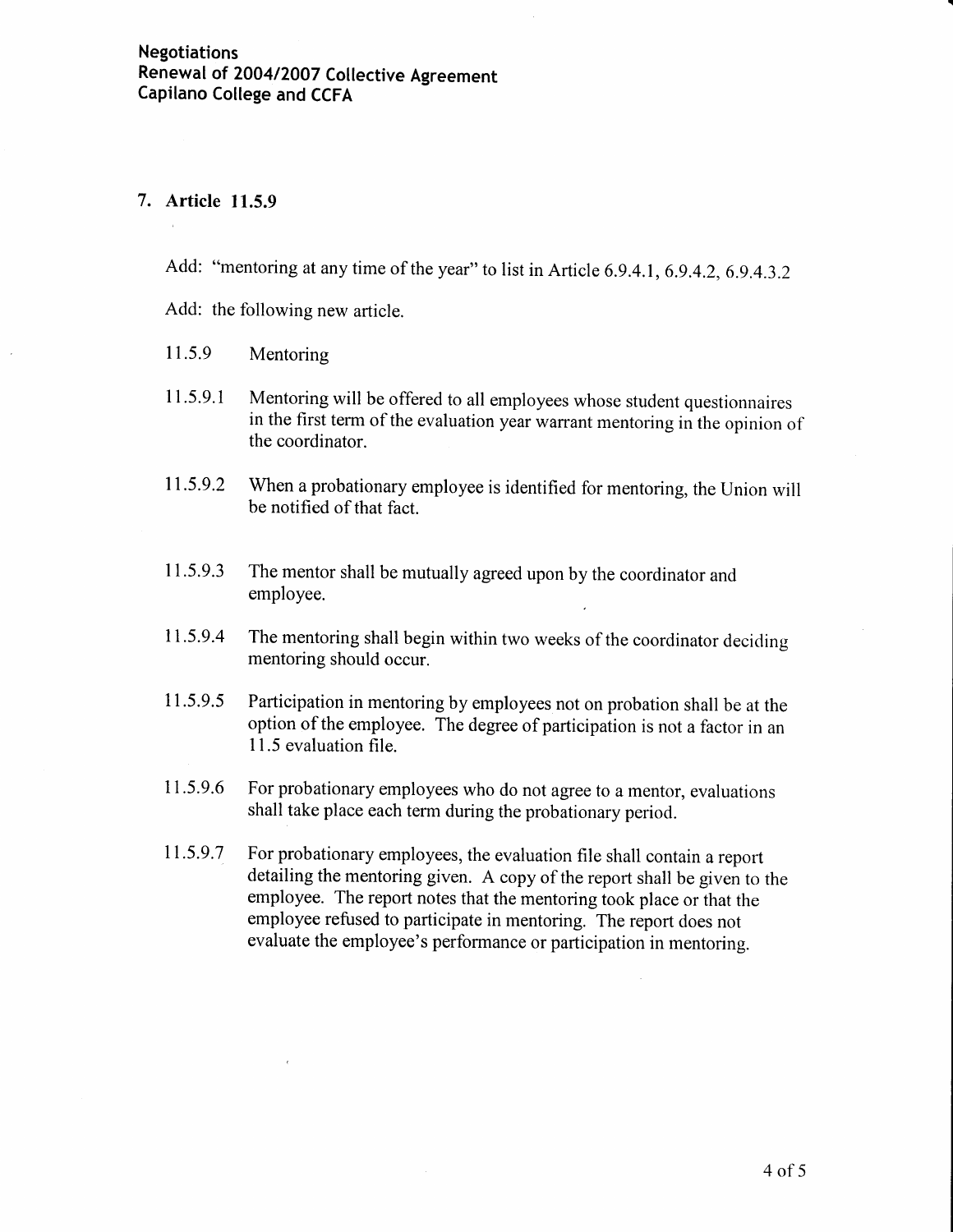## 7. Article 11.5.9

Add: "mentoring at any time of the year" to list in Article 6.9.4.1, 6.9.4.2, 6.9.4.3.2

Add: the following new article.

11.5.9 Mentoring

11.5.9.1 Mentoring will be offered to all employees whose student questionnaires in the first term of the evaluation year warrant mentoring in the opinion of the coordinator.

11.5.9.2 When a probationary employee is identified for mentoring, the Union will be notified of that fact.

11.5.9.3 The mentor shall be mutually agreed upon by the coordinator and employee.

11.5.9.4 The mentoring shall begin within two weeks of the coordinator deciding mentoring should occur.

11.5.9.5 Participation in mentoring by employees not on probation shall be at the option of the employee. The degree of participation is not a factor in an 11.5 evaluation file.

11.5.9.6 For probationary employees who do not agree to a mentor, evaluations shall take place each term during the probationary period.

11.5.9.7 For probationary employees, the evaluation file shall contain a report detailing the mentoring given. A copy of the report shall be given to the employee. The report notes that the mentoring took place or that the employee refused to participate in mentoring. The report does not evaluate the employee's performance or participation in mentoring.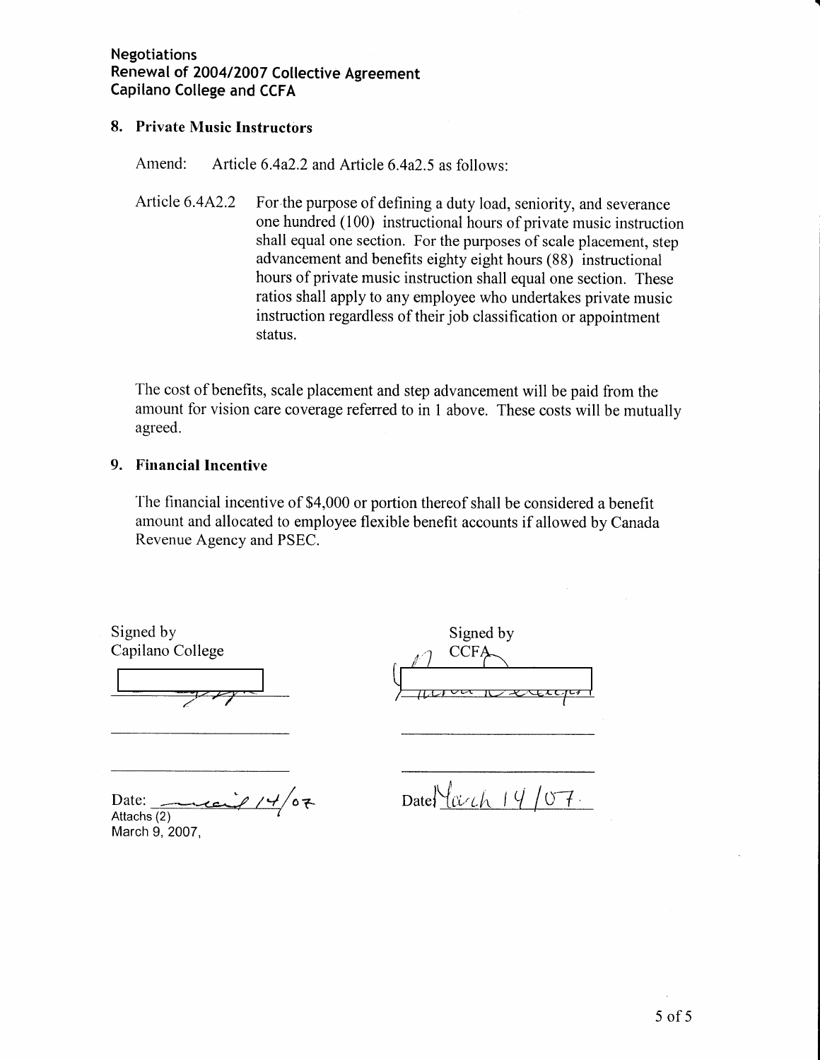**Negotiations**
**Renewal of 2004/2007 Collective Agreement**
**Capilano College and CCFA**

### 8. Private Music Instructors

Amend: Article 6.4a2.2 and Article 6.4a2.5 as follows:

Article 6.4A2.2 For the purpose of defining a duty load, seniority, and severance one hundred (100) instructional hours of private music instruction shall equal one section. For the purposes of scale placement, step advancement and benefits eighty eight hours (88) instructional hours of private music instruction shall equal one section. These ratios shall apply to any employee who undertakes private music instruction regardless of their job classification or appointment status.

The cost of benefits, scale placement and step advancement will be paid from the amount for vision care coverage referred to in 1 above. These costs will be mutually agreed.

### 9. Financial Incentive

The financial incentive of $4,000 or portion thereof shall be considered a benefit amount and allocated to employee flexible benefit accounts if allowed by Canada Revenue Agency and PSEC.

| Signed by Capilano College | Signed by CCFA |
|---|---|
| [signature] | [signature] |
| Date: March 14/07 | Date: March 14/07 |

Attachs (2)
March 9, 2007,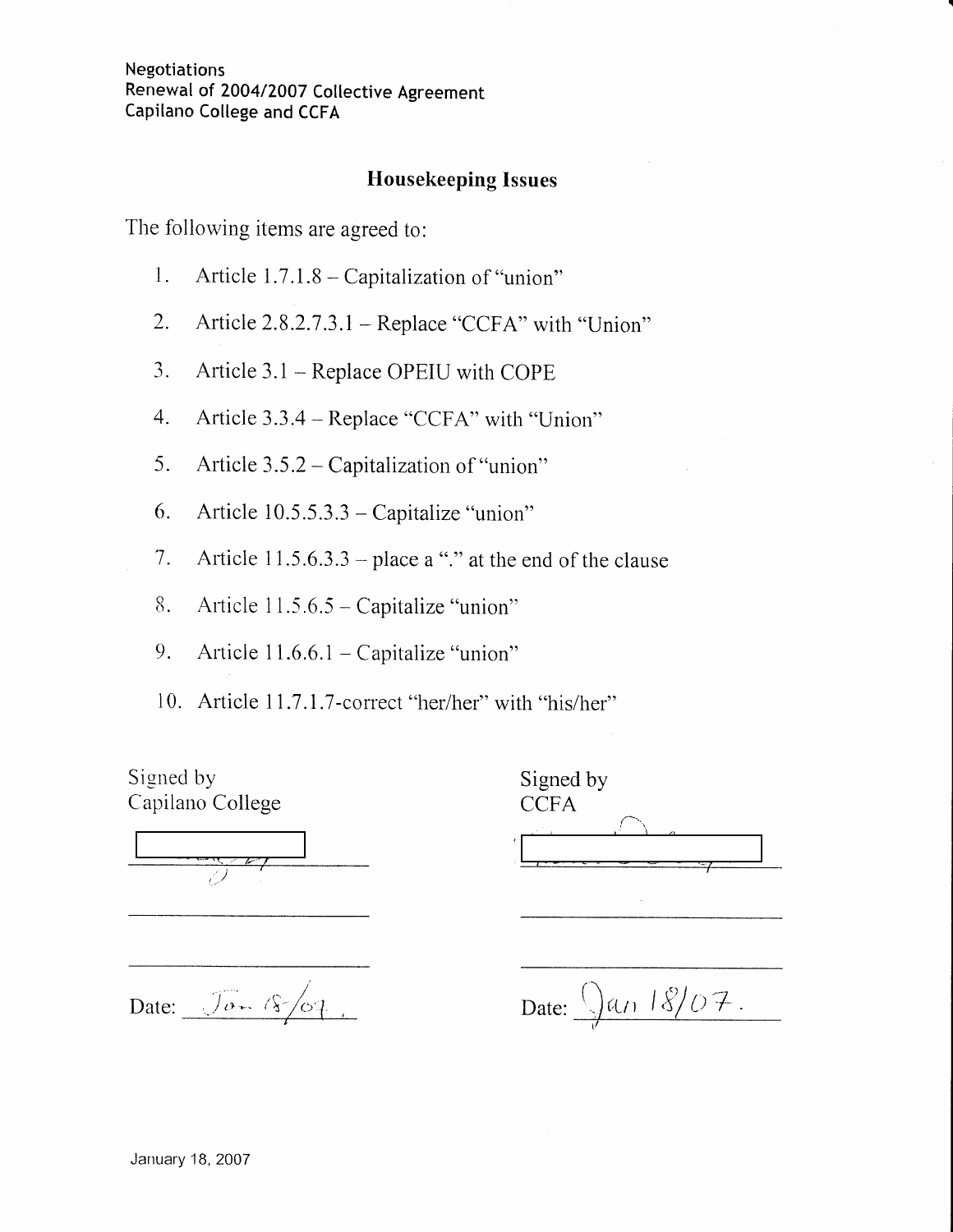Negotiations
Renewal of 2004/2007 Collective Agreement
Capilano College and CCFA

## Housekeeping Issues

The following items are agreed to:

1. Article 1.7.1.8 – Capitalization of "union"
2. Article 2.8.2.7.3.1 – Replace "CCFA" with "Union"
3. Article 3.1 – Replace OPEIU with COPE
4. Article 3.3.4 – Replace "CCFA" with "Union"
5. Article 3.5.2 – Capitalization of "union"
6. Article 10.5.5.3.3 – Capitalize "union"
7. Article 11.5.6.3.3 – place a "." at the end of the clause
8. Article 11.5.6.5 – Capitalize "union"
9. Article 11.6.6.1 – Capitalize "union"
10. Article 11.7.1.7-correct "her/her" with "his/her"

| Signed by Capilano College | Signed by CCFA |
|---|---|
| [redacted] | [redacted] |
| Date: Jan 18/07 | Date: Jan 18/07. |

January 18, 2007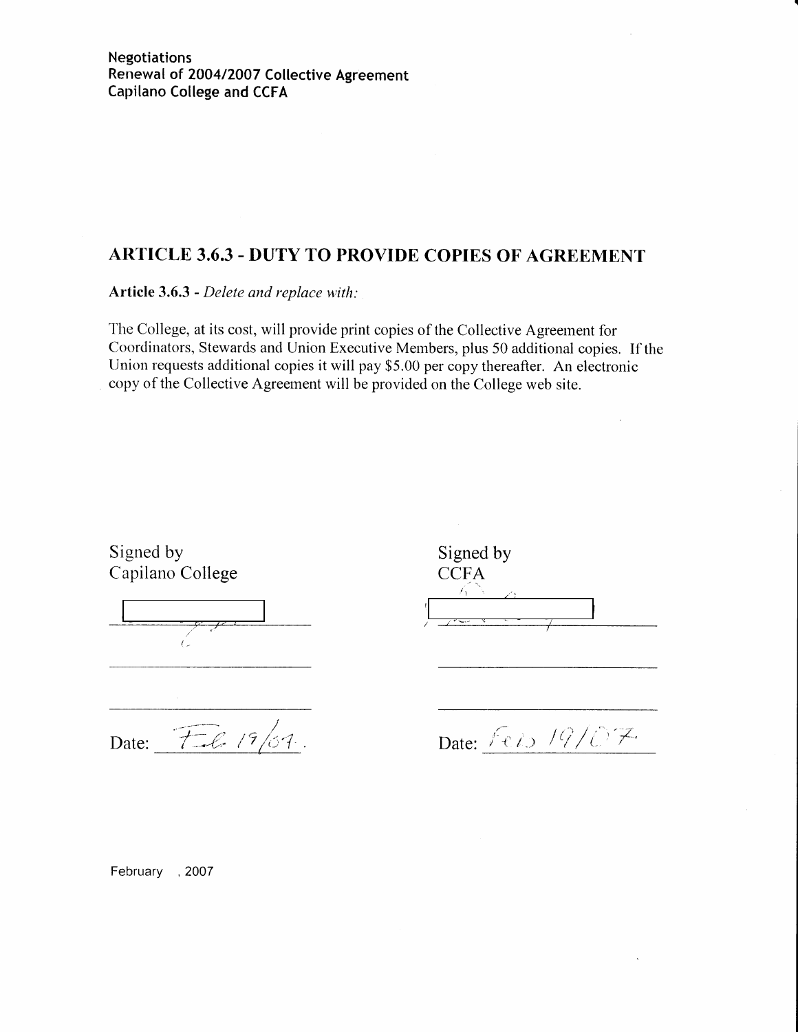Negotiations
Renewal of 2004/2007 Collective Agreement
Capilano College and CCFA

## ARTICLE 3.6.3 - DUTY TO PROVIDE COPIES OF AGREEMENT

**Article 3.6.3** - *Delete and replace with:*

The College, at its cost, will provide print copies of the Collective Agreement for Coordinators, Stewards and Union Executive Members, plus 50 additional copies. If the Union requests additional copies it will pay $5.00 per copy thereafter. An electronic copy of the Collective Agreement will be provided on the College web site.

| Signed by Capilano College | Signed by CCFA |
|---|---|
| | |
| | |
| | |
| Date: Feb 19/07. | Date: Feb 19/07 |

February , 2007